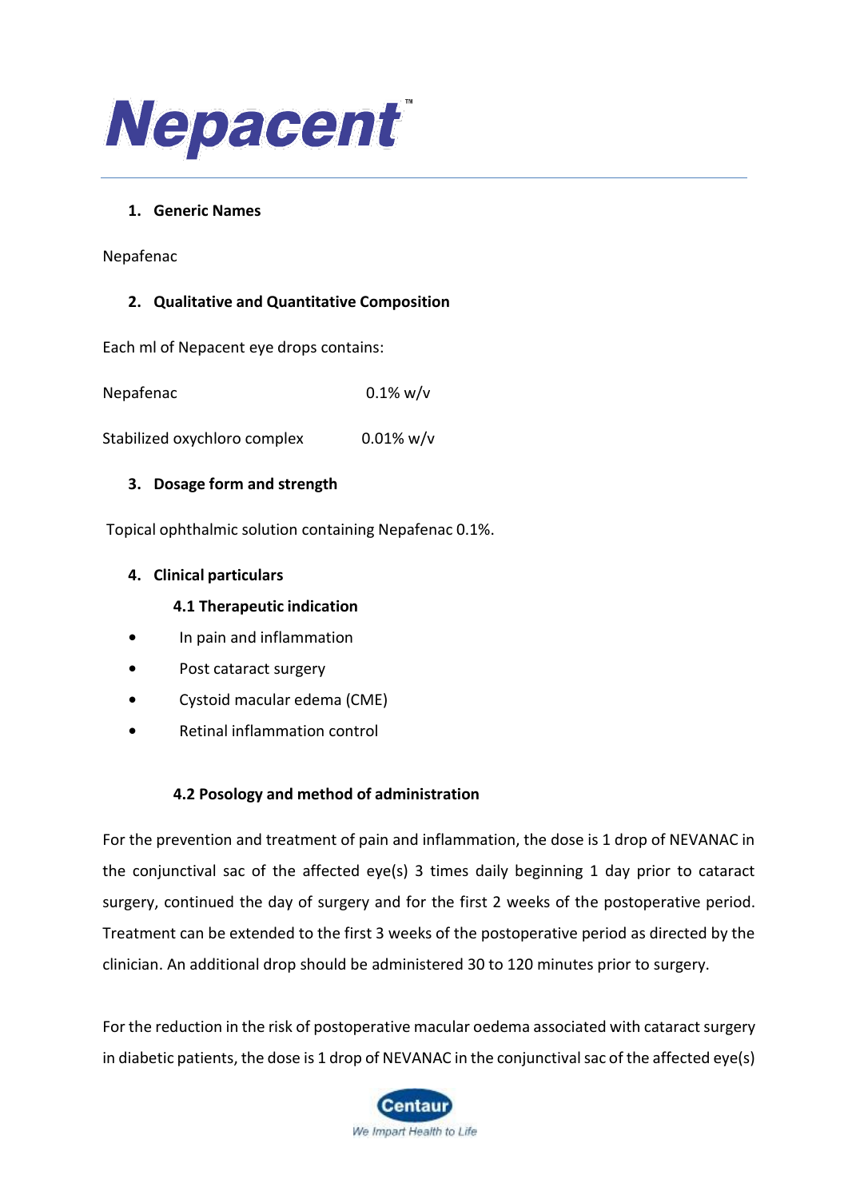# Nepacent™

## 1. Generic Names

Nepafenac

## 2. Qualitative and Quantitative Composition

Each ml of Nepacent eye drops contains:

| | |
|---|---|
| Nepafenac | 0.1% w/v |
| Stabilized oxychloro complex | 0.01% w/v |

## 3. Dosage form and strength

Topical ophthalmic solution containing Nepafenac 0.1%.

## 4. Clinical particulars

### 4.1 Therapeutic indication

- In pain and inflammation
- Post cataract surgery
- Cystoid macular edema (CME)
- Retinal inflammation control

### 4.2 Posology and method of administration

For the prevention and treatment of pain and inflammation, the dose is 1 drop of NEVANAC in the conjunctival sac of the affected eye(s) 3 times daily beginning 1 day prior to cataract surgery, continued the day of surgery and for the first 2 weeks of the postoperative period. Treatment can be extended to the first 3 weeks of the postoperative period as directed by the clinician. An additional drop should be administered 30 to 120 minutes prior to surgery.

For the reduction in the risk of postoperative macular oedema associated with cataract surgery in diabetic patients, the dose is 1 drop of NEVANAC in the conjunctival sac of the affected eye(s)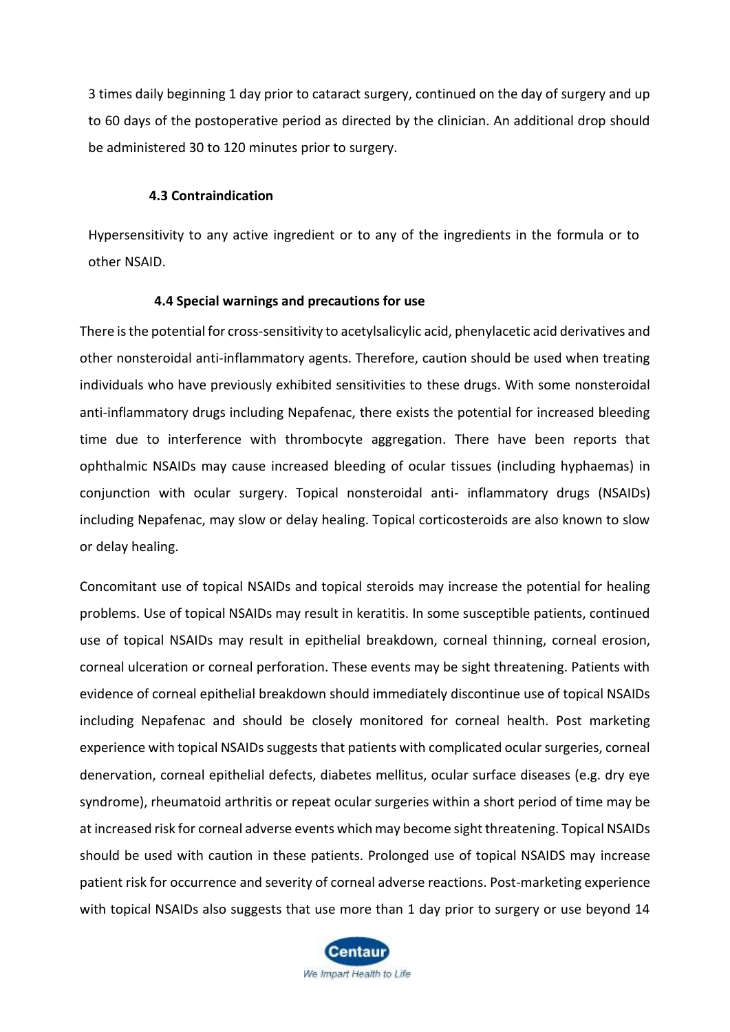3 times daily beginning 1 day prior to cataract surgery, continued on the day of surgery and up to 60 days of the postoperative period as directed by the clinician. An additional drop should be administered 30 to 120 minutes prior to surgery.

### 4.3 Contraindication

Hypersensitivity to any active ingredient or to any of the ingredients in the formula or to other NSAID.

### 4.4 Special warnings and precautions for use

There is the potential for cross-sensitivity to acetylsalicylic acid, phenylacetic acid derivatives and other nonsteroidal anti-inflammatory agents. Therefore, caution should be used when treating individuals who have previously exhibited sensitivities to these drugs. With some nonsteroidal anti-inflammatory drugs including Nepafenac, there exists the potential for increased bleeding time due to interference with thrombocyte aggregation. There have been reports that ophthalmic NSAIDs may cause increased bleeding of ocular tissues (including hyphaemas) in conjunction with ocular surgery. Topical nonsteroidal anti- inflammatory drugs (NSAIDs) including Nepafenac, may slow or delay healing. Topical corticosteroids are also known to slow or delay healing.

Concomitant use of topical NSAIDs and topical steroids may increase the potential for healing problems. Use of topical NSAIDs may result in keratitis. In some susceptible patients, continued use of topical NSAIDs may result in epithelial breakdown, corneal thinning, corneal erosion, corneal ulceration or corneal perforation. These events may be sight threatening. Patients with evidence of corneal epithelial breakdown should immediately discontinue use of topical NSAIDs including Nepafenac and should be closely monitored for corneal health. Post marketing experience with topical NSAIDs suggests that patients with complicated ocular surgeries, corneal denervation, corneal epithelial defects, diabetes mellitus, ocular surface diseases (e.g. dry eye syndrome), rheumatoid arthritis or repeat ocular surgeries within a short period of time may be at increased risk for corneal adverse events which may become sight threatening. Topical NSAIDs should be used with caution in these patients. Prolonged use of topical NSAIDS may increase patient risk for occurrence and severity of corneal adverse reactions. Post-marketing experience with topical NSAIDs also suggests that use more than 1 day prior to surgery or use beyond 14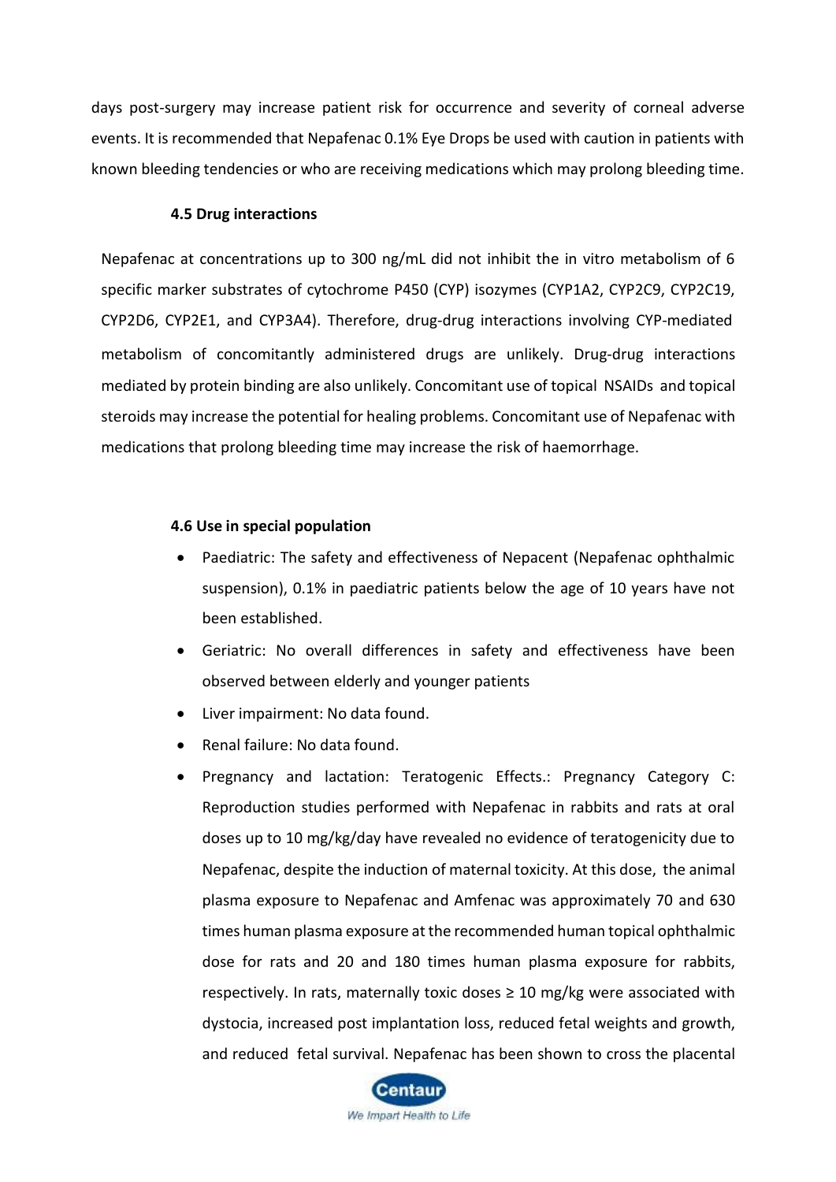days post-surgery may increase patient risk for occurrence and severity of corneal adverse events. It is recommended that Nepafenac 0.1% Eye Drops be used with caution in patients with known bleeding tendencies or who are receiving medications which may prolong bleeding time.

### 4.5 Drug interactions

Nepafenac at concentrations up to 300 ng/mL did not inhibit the in vitro metabolism of 6 specific marker substrates of cytochrome P450 (CYP) isozymes (CYP1A2, CYP2C9, CYP2C19, CYP2D6, CYP2E1, and CYP3A4). Therefore, drug-drug interactions involving CYP-mediated metabolism of concomitantly administered drugs are unlikely. Drug-drug interactions mediated by protein binding are also unlikely. Concomitant use of topical NSAIDs and topical steroids may increase the potential for healing problems. Concomitant use of Nepafenac with medications that prolong bleeding time may increase the risk of haemorrhage.

### 4.6 Use in special population

- Paediatric: The safety and effectiveness of Nepacent (Nepafenac ophthalmic suspension), 0.1% in paediatric patients below the age of 10 years have not been established.
- Geriatric: No overall differences in safety and effectiveness have been observed between elderly and younger patients
- Liver impairment: No data found.
- Renal failure: No data found.
- Pregnancy and lactation: Teratogenic Effects.: Pregnancy Category C: Reproduction studies performed with Nepafenac in rabbits and rats at oral doses up to 10 mg/kg/day have revealed no evidence of teratogenicity due to Nepafenac, despite the induction of maternal toxicity. At this dose, the animal plasma exposure to Nepafenac and Amfenac was approximately 70 and 630 times human plasma exposure at the recommended human topical ophthalmic dose for rats and 20 and 180 times human plasma exposure for rabbits, respectively. In rats, maternally toxic doses ≥ 10 mg/kg were associated with dystocia, increased post implantation loss, reduced fetal weights and growth, and reduced fetal survival. Nepafenac has been shown to cross the placental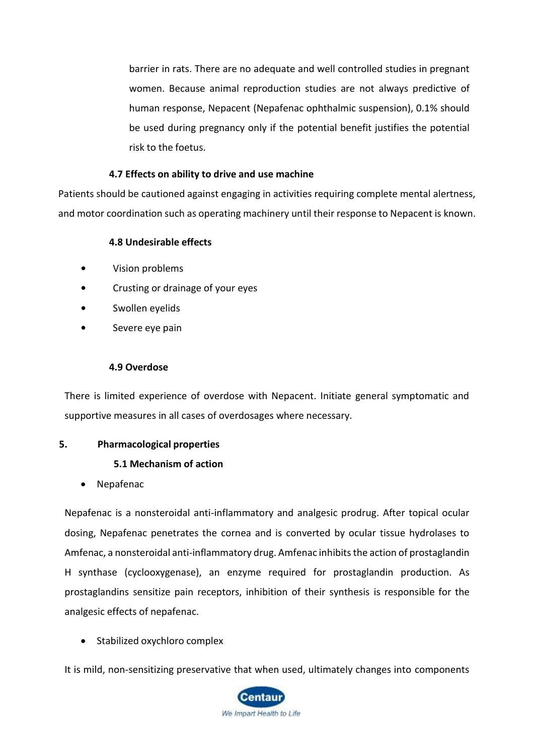barrier in rats. There are no adequate and well controlled studies in pregnant women. Because animal reproduction studies are not always predictive of human response, Nepacent (Nepafenac ophthalmic suspension), 0.1% should be used during pregnancy only if the potential benefit justifies the potential risk to the foetus.

### 4.7 Effects on ability to drive and use machine

Patients should be cautioned against engaging in activities requiring complete mental alertness, and motor coordination such as operating machinery until their response to Nepacent is known.

### 4.8 Undesirable effects

- Vision problems
- Crusting or drainage of your eyes
- Swollen eyelids
- Severe eye pain

### 4.9 Overdose

There is limited experience of overdose with Nepacent. Initiate general symptomatic and supportive measures in all cases of overdosages where necessary.

## 5. Pharmacological properties

### 5.1 Mechanism of action

- Nepafenac

Nepafenac is a nonsteroidal anti-inflammatory and analgesic prodrug. After topical ocular dosing, Nepafenac penetrates the cornea and is converted by ocular tissue hydrolases to Amfenac, a nonsteroidal anti-inflammatory drug. Amfenac inhibits the action of prostaglandin H synthase (cyclooxygenase), an enzyme required for prostaglandin production. As prostaglandins sensitize pain receptors, inhibition of their synthesis is responsible for the analgesic effects of nepafenac.

- Stabilized oxychloro complex

It is mild, non-sensitizing preservative that when used, ultimately changes into components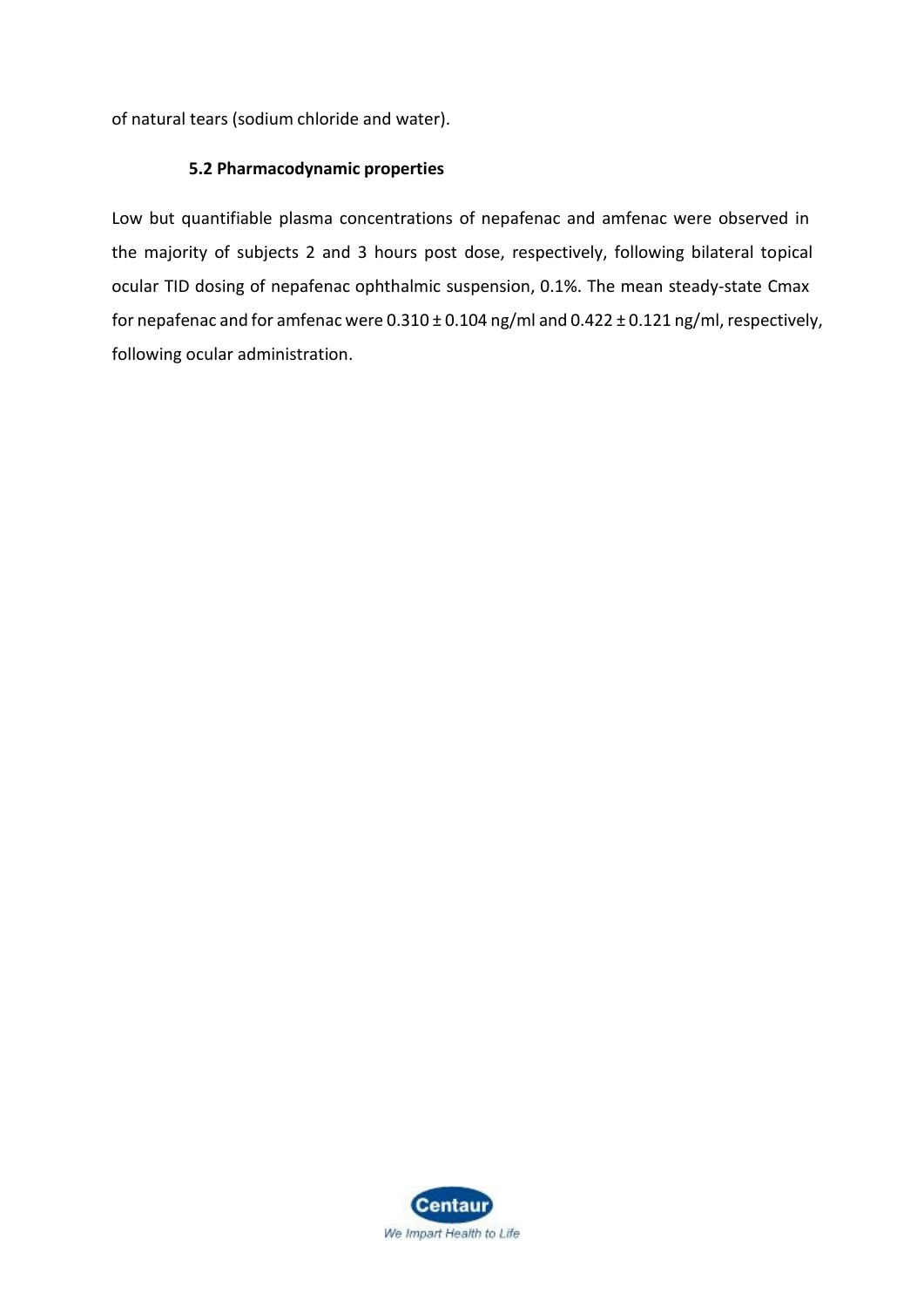of natural tears (sodium chloride and water).

### 5.2 Pharmacodynamic properties

Low but quantifiable plasma concentrations of nepafenac and amfenac were observed in the majority of subjects 2 and 3 hours post dose, respectively, following bilateral topical ocular TID dosing of nepafenac ophthalmic suspension, 0.1%. The mean steady-state Cmax for nepafenac and for amfenac were 0.310 ± 0.104 ng/ml and 0.422 ± 0.121 ng/ml, respectively, following ocular administration.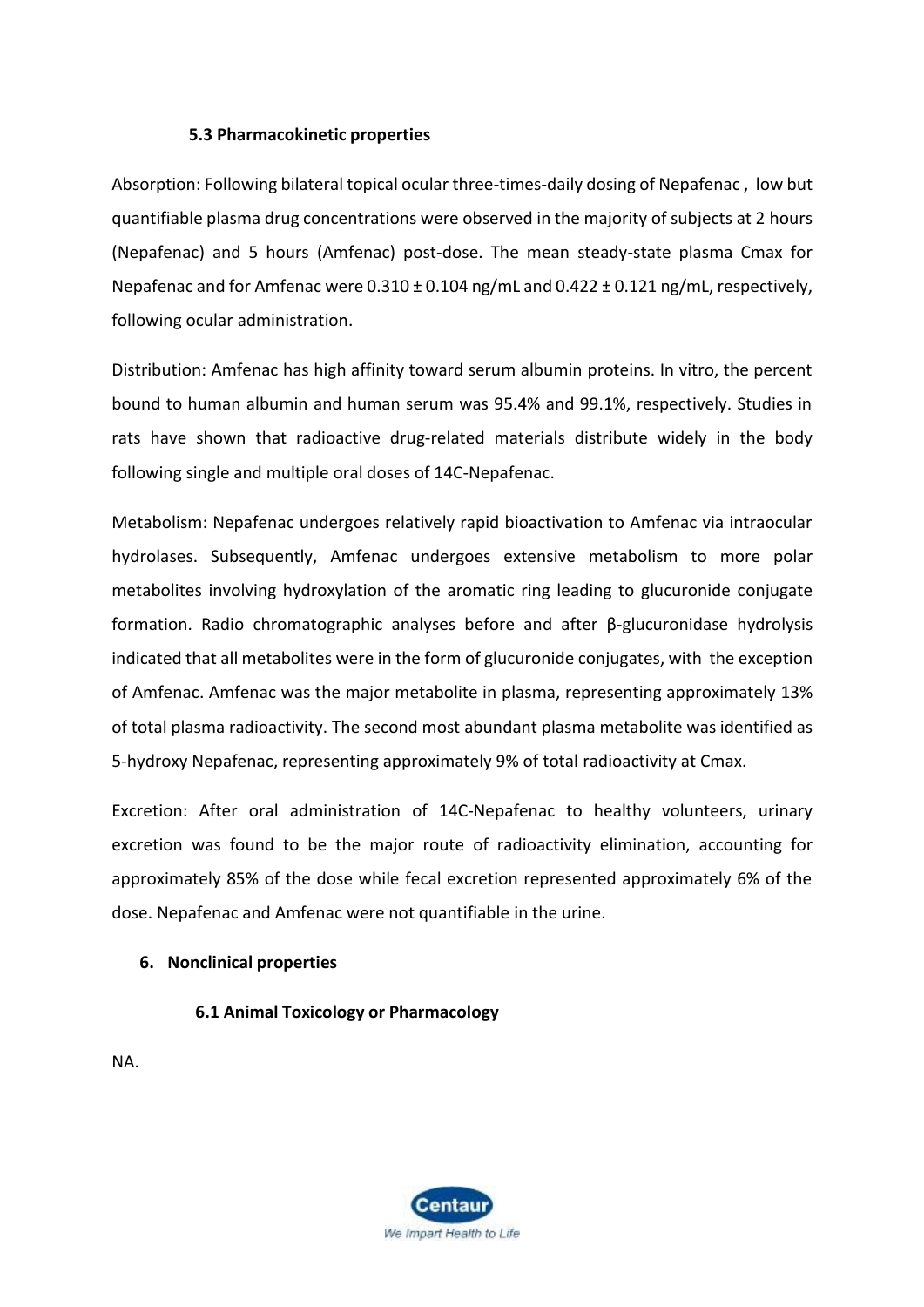### 5.3 Pharmacokinetic properties

Absorption: Following bilateral topical ocular three-times-daily dosing of Nepafenac , low but quantifiable plasma drug concentrations were observed in the majority of subjects at 2 hours (Nepafenac) and 5 hours (Amfenac) post-dose. The mean steady-state plasma Cmax for Nepafenac and for Amfenac were 0.310 ± 0.104 ng/mL and 0.422 ± 0.121 ng/mL, respectively, following ocular administration.

Distribution: Amfenac has high affinity toward serum albumin proteins. In vitro, the percent bound to human albumin and human serum was 95.4% and 99.1%, respectively. Studies in rats have shown that radioactive drug-related materials distribute widely in the body following single and multiple oral doses of 14C-Nepafenac.

Metabolism: Nepafenac undergoes relatively rapid bioactivation to Amfenac via intraocular hydrolases. Subsequently, Amfenac undergoes extensive metabolism to more polar metabolites involving hydroxylation of the aromatic ring leading to glucuronide conjugate formation. Radio chromatographic analyses before and after β-glucuronidase hydrolysis indicated that all metabolites were in the form of glucuronide conjugates, with the exception of Amfenac. Amfenac was the major metabolite in plasma, representing approximately 13% of total plasma radioactivity. The second most abundant plasma metabolite was identified as 5-hydroxy Nepafenac, representing approximately 9% of total radioactivity at Cmax.

Excretion: After oral administration of 14C-Nepafenac to healthy volunteers, urinary excretion was found to be the major route of radioactivity elimination, accounting for approximately 85% of the dose while fecal excretion represented approximately 6% of the dose. Nepafenac and Amfenac were not quantifiable in the urine.

## 6. Nonclinical properties

### 6.1 Animal Toxicology or Pharmacology

NA.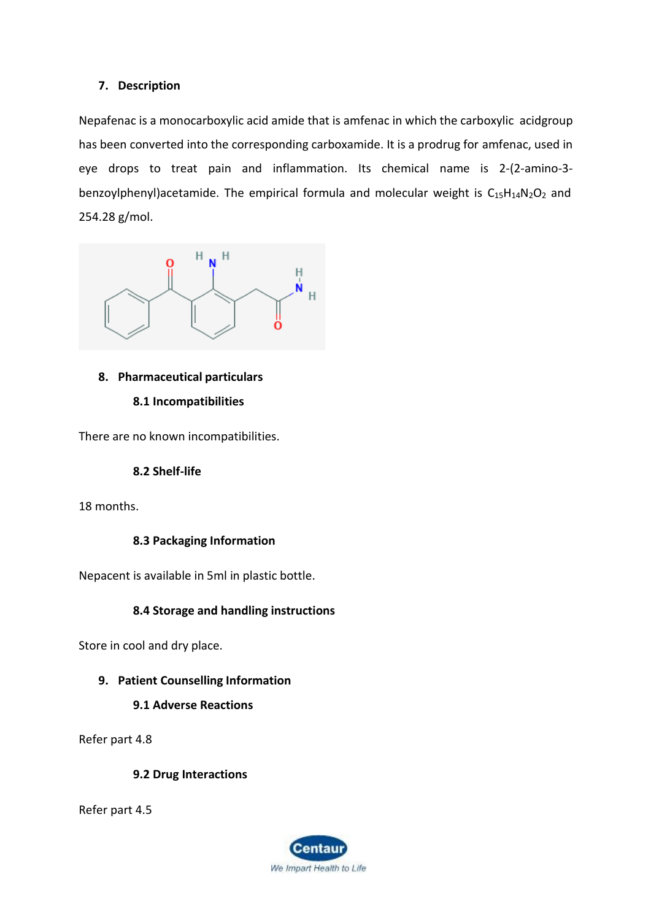## 7. Description

Nepafenac is a monocarboxylic acid amide that is amfenac in which the carboxylic acidgroup has been converted into the corresponding carboxamide. It is a prodrug for amfenac, used in eye drops to treat pain and inflammation. Its chemical name is 2-(2-amino-3-benzoylphenyl)acetamide. The empirical formula and molecular weight is $C_{15}H_{14}N_2O_2$ and 254.28 g/mol.

## 8. Pharmaceutical particulars

### 8.1 Incompatibilities

There are no known incompatibilities.

### 8.2 Shelf-life

18 months.

### 8.3 Packaging Information

Nepacent is available in 5ml in plastic bottle.

### 8.4 Storage and handling instructions

Store in cool and dry place.

## 9. Patient Counselling Information

### 9.1 Adverse Reactions

Refer part 4.8

### 9.2 Drug Interactions

Refer part 4.5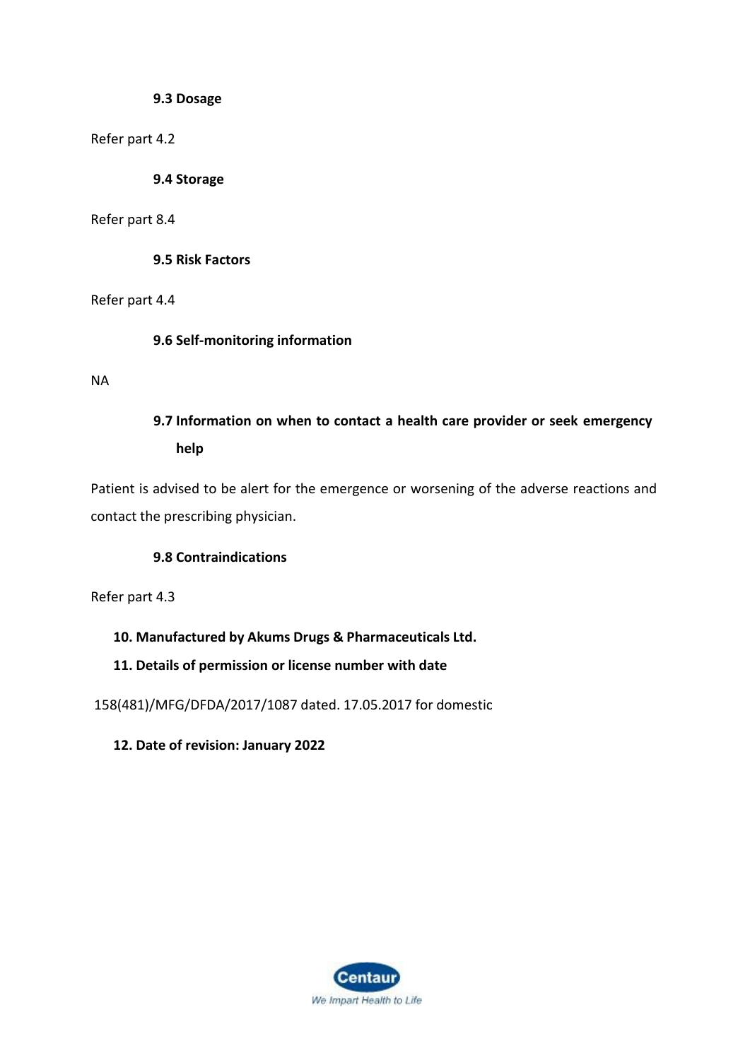### 9.3 Dosage

Refer part 4.2

### 9.4 Storage

Refer part 8.4

### 9.5 Risk Factors

Refer part 4.4

### 9.6 Self-monitoring information

NA

### 9.7 Information on when to contact a health care provider or seek emergency help

Patient is advised to be alert for the emergence or worsening of the adverse reactions and contact the prescribing physician.

### 9.8 Contraindications

Refer part 4.3

## 10. Manufactured by Akums Drugs & Pharmaceuticals Ltd.

## 11. Details of permission or license number with date

158(481)/MFG/DFDA/2017/1087 dated. 17.05.2017 for domestic

## 12. Date of revision: January 2022